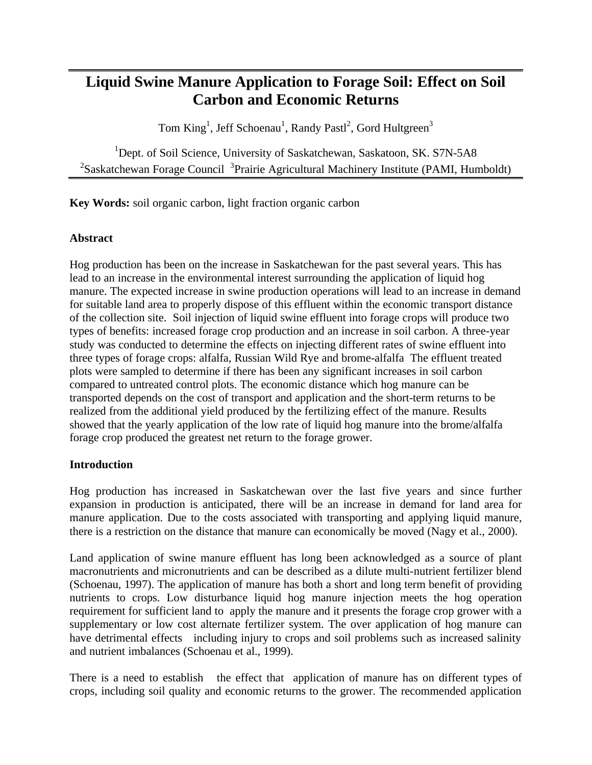# Liquid Swine Manure Application to Forage Soil: Effect on Soil Carbon and Economic Returns

Tom King[1], Jeff Schoenau[1], Randy Pastl[2], Gord Hultgreen[3]

[1]Dept. of Soil Science, University of Saskatchewan, Saskatoon, SK. S7N-5A8
[2]Saskatchewan Forage Council [3]Prairie Agricultural Machinery Institute (PAMI, Humboldt)

**Key Words:** soil organic carbon, light fraction organic carbon

**Abstract**

Hog production has been on the increase in Saskatchewan for the past several years. This has lead to an increase in the environmental interest surrounding the application of liquid hog manure. The expected increase in swine production operations will lead to an increase in demand for suitable land area to properly dispose of this effluent within the economic transport distance of the collection site. Soil injection of liquid swine effluent into forage crops will produce two types of benefits: increased forage crop production and an increase in soil carbon. A three-year study was conducted to determine the effects on injecting different rates of swine effluent into three types of forage crops: alfalfa, Russian Wild Rye and brome-alfalfa The effluent treated plots were sampled to determine if there has been any significant increases in soil carbon compared to untreated control plots. The economic distance which hog manure can be transported depends on the cost of transport and application and the short-term returns to be realized from the additional yield produced by the fertilizing effect of the manure. Results showed that the yearly application of the low rate of liquid hog manure into the brome/alfalfa forage crop produced the greatest net return to the forage grower.

**Introduction**

Hog production has increased in Saskatchewan over the last five years and since further expansion in production is anticipated, there will be an increase in demand for land area for manure application. Due to the costs associated with transporting and applying liquid manure, there is a restriction on the distance that manure can economically be moved (Nagy et al., 2000).

Land application of swine manure effluent has long been acknowledged as a source of plant macronutrients and micronutrients and can be described as a dilute multi-nutrient fertilizer blend (Schoenau, 1997). The application of manure has both a short and long term benefit of providing nutrients to crops. Low disturbance liquid hog manure injection meets the hog operation requirement for sufficient land to apply the manure and it presents the forage crop grower with a supplementary or low cost alternate fertilizer system. The over application of hog manure can have detrimental effects including injury to crops and soil problems such as increased salinity and nutrient imbalances (Schoenau et al., 1999).

There is a need to establish the effect that application of manure has on different types of crops, including soil quality and economic returns to the grower. The recommended application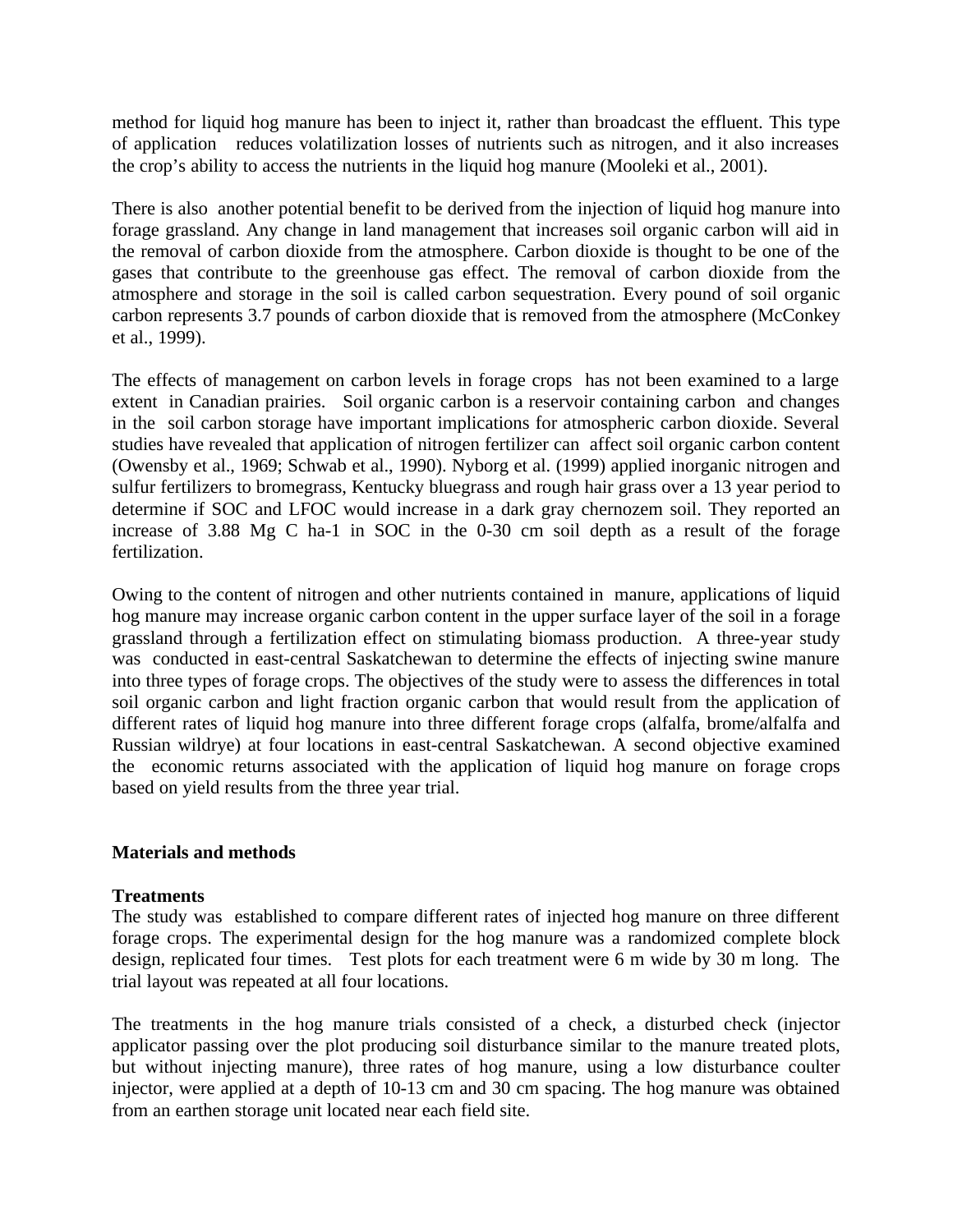method for liquid hog manure has been to inject it, rather than broadcast the effluent. This type of application reduces volatilization losses of nutrients such as nitrogen, and it also increases the crop's ability to access the nutrients in the liquid hog manure (Mooleki et al., 2001).

There is also another potential benefit to be derived from the injection of liquid hog manure into forage grassland. Any change in land management that increases soil organic carbon will aid in the removal of carbon dioxide from the atmosphere. Carbon dioxide is thought to be one of the gases that contribute to the greenhouse gas effect. The removal of carbon dioxide from the atmosphere and storage in the soil is called carbon sequestration. Every pound of soil organic carbon represents 3.7 pounds of carbon dioxide that is removed from the atmosphere (McConkey et al., 1999).

The effects of management on carbon levels in forage crops has not been examined to a large extent in Canadian prairies. Soil organic carbon is a reservoir containing carbon and changes in the soil carbon storage have important implications for atmospheric carbon dioxide. Several studies have revealed that application of nitrogen fertilizer can affect soil organic carbon content (Owensby et al., 1969; Schwab et al., 1990). Nyborg et al. (1999) applied inorganic nitrogen and sulfur fertilizers to bromegrass, Kentucky bluegrass and rough hair grass over a 13 year period to determine if SOC and LFOC would increase in a dark gray chernozem soil. They reported an increase of 3.88 Mg C ha-1 in SOC in the 0-30 cm soil depth as a result of the forage fertilization.

Owing to the content of nitrogen and other nutrients contained in manure, applications of liquid hog manure may increase organic carbon content in the upper surface layer of the soil in a forage grassland through a fertilization effect on stimulating biomass production. A three-year study was conducted in east-central Saskatchewan to determine the effects of injecting swine manure into three types of forage crops. The objectives of the study were to assess the differences in total soil organic carbon and light fraction organic carbon that would result from the application of different rates of liquid hog manure into three different forage crops (alfalfa, brome/alfalfa and Russian wildrye) at four locations in east-central Saskatchewan. A second objective examined the economic returns associated with the application of liquid hog manure on forage crops based on yield results from the three year trial.

## Materials and methods

### Treatments

The study was established to compare different rates of injected hog manure on three different forage crops. The experimental design for the hog manure was a randomized complete block design, replicated four times. Test plots for each treatment were 6 m wide by 30 m long. The trial layout was repeated at all four locations.

The treatments in the hog manure trials consisted of a check, a disturbed check (injector applicator passing over the plot producing soil disturbance similar to the manure treated plots, but without injecting manure), three rates of hog manure, using a low disturbance coulter injector, were applied at a depth of 10-13 cm and 30 cm spacing. The hog manure was obtained from an earthen storage unit located near each field site.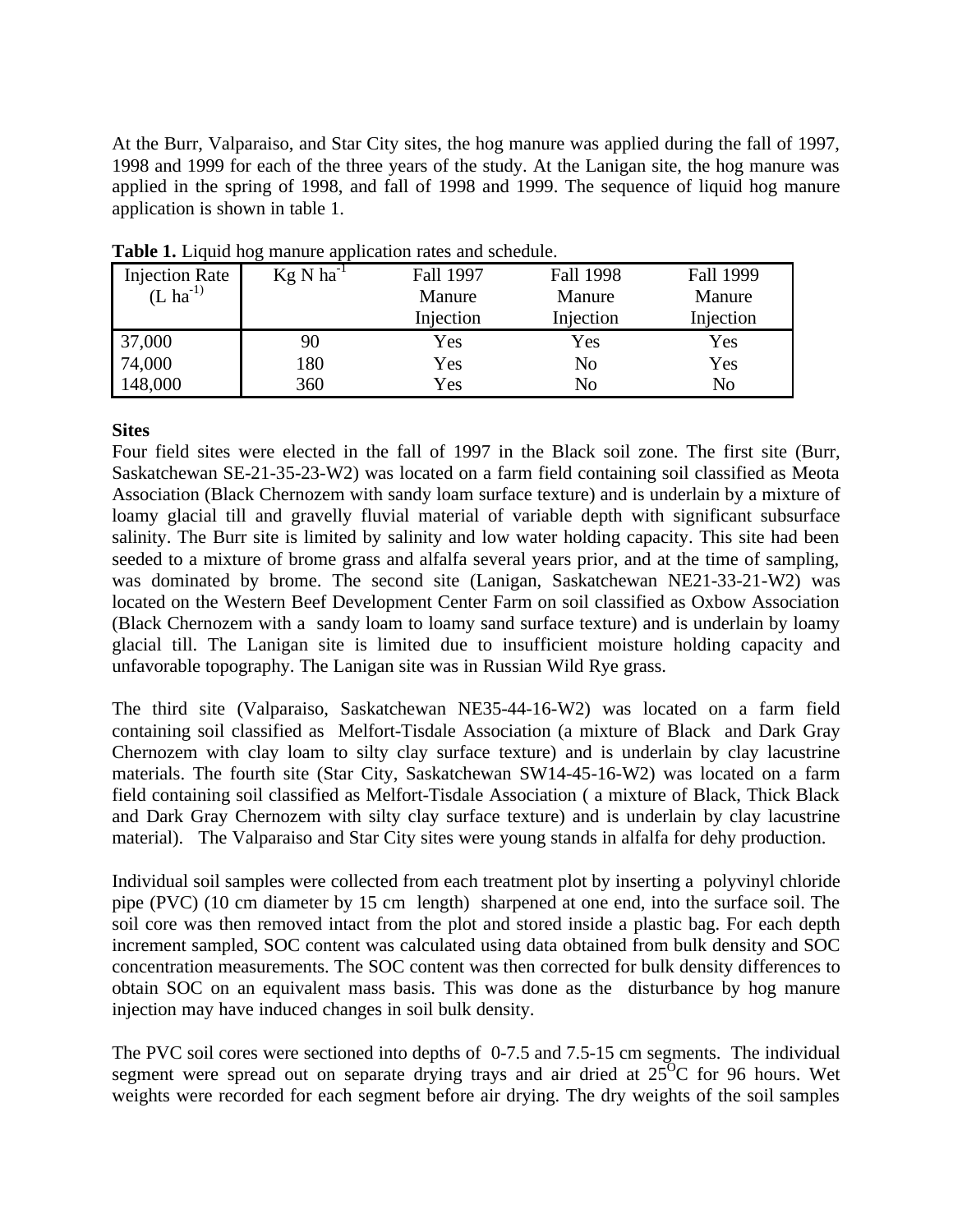At the Burr, Valparaiso, and Star City sites, the hog manure was applied during the fall of 1997, 1998 and 1999 for each of the three years of the study. At the Lanigan site, the hog manure was applied in the spring of 1998, and fall of 1998 and 1999. The sequence of liquid hog manure application is shown in table 1.

**Table 1.** Liquid hog manure application rates and schedule.

| Injection Rate (L ha$^{-1)}$ | Kg N ha$^{-1}$ | Fall 1997 Manure Injection | Fall 1998 Manure Injection | Fall 1999 Manure Injection |
|---|---|---|---|---|
| 37,000 | 90 | Yes | Yes | Yes |
| 74,000 | 180 | Yes | No | Yes |
| 148,000 | 360 | Yes | No | No |

**Sites**

Four field sites were elected in the fall of 1997 in the Black soil zone. The first site (Burr, Saskatchewan SE-21-35-23-W2) was located on a farm field containing soil classified as Meota Association (Black Chernozem with sandy loam surface texture) and is underlain by a mixture of loamy glacial till and gravelly fluvial material of variable depth with significant subsurface salinity. The Burr site is limited by salinity and low water holding capacity. This site had been seeded to a mixture of brome grass and alfalfa several years prior, and at the time of sampling, was dominated by brome. The second site (Lanigan, Saskatchewan NE21-33-21-W2) was located on the Western Beef Development Center Farm on soil classified as Oxbow Association (Black Chernozem with a sandy loam to loamy sand surface texture) and is underlain by loamy glacial till. The Lanigan site is limited due to insufficient moisture holding capacity and unfavorable topography. The Lanigan site was in Russian Wild Rye grass.

The third site (Valparaiso, Saskatchewan NE35-44-16-W2) was located on a farm field containing soil classified as Melfort-Tisdale Association (a mixture of Black and Dark Gray Chernozem with clay loam to silty clay surface texture) and is underlain by clay lacustrine materials. The fourth site (Star City, Saskatchewan SW14-45-16-W2) was located on a farm field containing soil classified as Melfort-Tisdale Association ( a mixture of Black, Thick Black and Dark Gray Chernozem with silty clay surface texture) and is underlain by clay lacustrine material). The Valparaiso and Star City sites were young stands in alfalfa for dehy production.

Individual soil samples were collected from each treatment plot by inserting a polyvinyl chloride pipe (PVC) (10 cm diameter by 15 cm length) sharpened at one end, into the surface soil. The soil core was then removed intact from the plot and stored inside a plastic bag. For each depth increment sampled, SOC content was calculated using data obtained from bulk density and SOC concentration measurements. The SOC content was then corrected for bulk density differences to obtain SOC on an equivalent mass basis. This was done as the disturbance by hog manure injection may have induced changes in soil bulk density.

The PVC soil cores were sectioned into depths of 0-7.5 and 7.5-15 cm segments. The individual segment were spread out on separate drying trays and air dried at 25$^{O}$C for 96 hours. Wet weights were recorded for each segment before air drying. The dry weights of the soil samples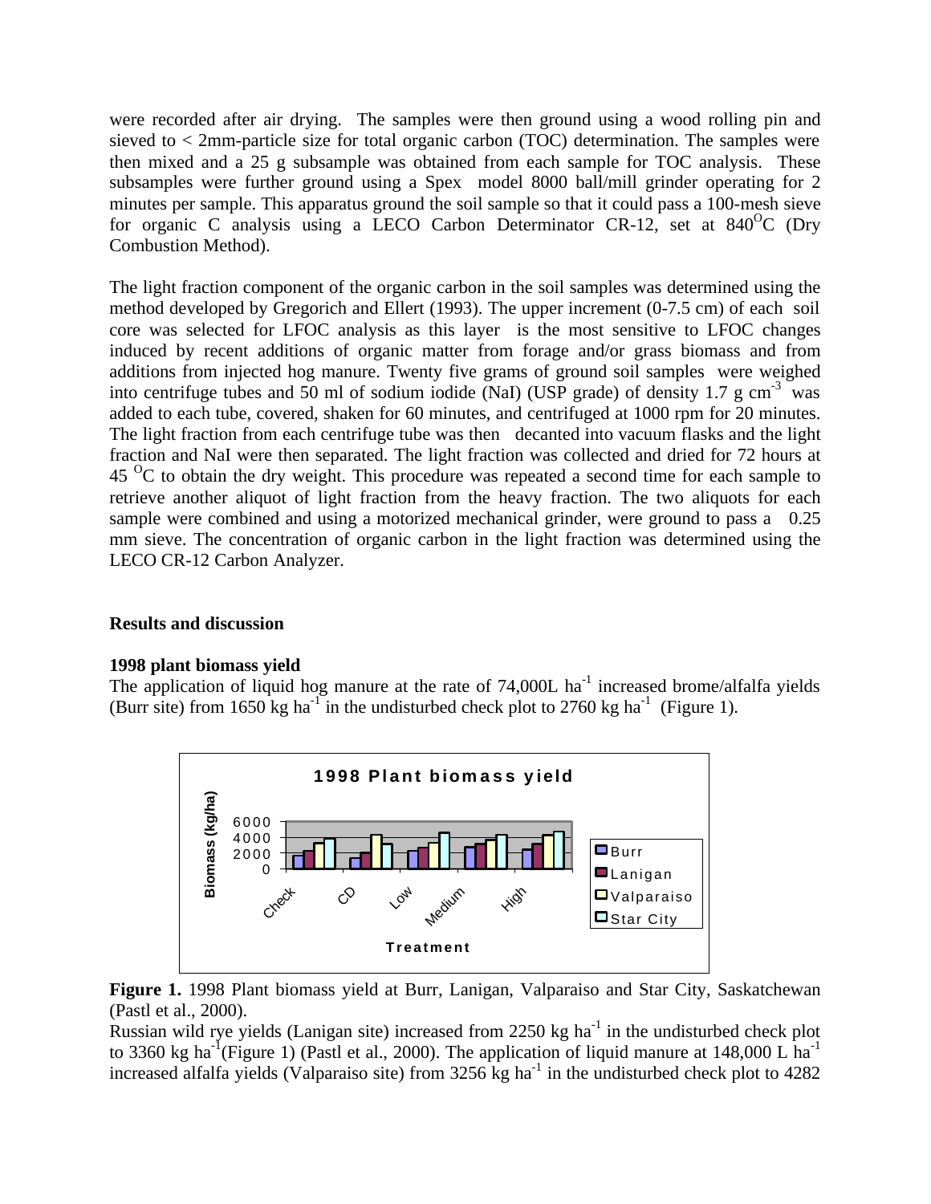were recorded after air drying. The samples were then ground using a wood rolling pin and sieved to < 2mm-particle size for total organic carbon (TOC) determination. The samples were then mixed and a 25 g subsample was obtained from each sample for TOC analysis. These subsamples were further ground using a Spex model 8000 ball/mill grinder operating for 2 minutes per sample. This apparatus ground the soil sample so that it could pass a 100-mesh sieve for organic C analysis using a LECO Carbon Determinator CR-12, set at 840$^{O}$C (Dry Combustion Method).

The light fraction component of the organic carbon in the soil samples was determined using the method developed by Gregorich and Ellert (1993). The upper increment (0-7.5 cm) of each soil core was selected for LFOC analysis as this layer is the most sensitive to LFOC changes induced by recent additions of organic matter from forage and/or grass biomass and from additions from injected hog manure. Twenty five grams of ground soil samples were weighed into centrifuge tubes and 50 ml of sodium iodide (NaI) (USP grade) of density 1.7 g cm$^{-3}$ was added to each tube, covered, shaken for 60 minutes, and centrifuged at 1000 rpm for 20 minutes. The light fraction from each centrifuge tube was then decanted into vacuum flasks and the light fraction and NaI were then separated. The light fraction was collected and dried for 72 hours at 45 $^{O}$C to obtain the dry weight. This procedure was repeated a second time for each sample to retrieve another aliquot of light fraction from the heavy fraction. The two aliquots for each sample were combined and using a motorized mechanical grinder, were ground to pass a 0.25 mm sieve. The concentration of organic carbon in the light fraction was determined using the LECO CR-12 Carbon Analyzer.

## Results and discussion

### 1998 plant biomass yield

The application of liquid hog manure at the rate of 74,000L ha$^{-1}$ increased brome/alfalfa yields (Burr site) from 1650 kg ha$^{-1}$ in the undisturbed check plot to 2760 kg ha$^{-1}$ (Figure 1).

**Figure 1.** 1998 Plant biomass yield at Burr, Lanigan, Valparaiso and Star City, Saskatchewan (Pastl et al., 2000).

Russian wild rye yields (Lanigan site) increased from 2250 kg ha$^{-1}$ in the undisturbed check plot to 3360 kg ha$^{-1}$(Figure 1) (Pastl et al., 2000). The application of liquid manure at 148,000 L ha$^{-1}$ increased alfalfa yields (Valparaiso site) from 3256 kg ha$^{-1}$ in the undisturbed check plot to 4282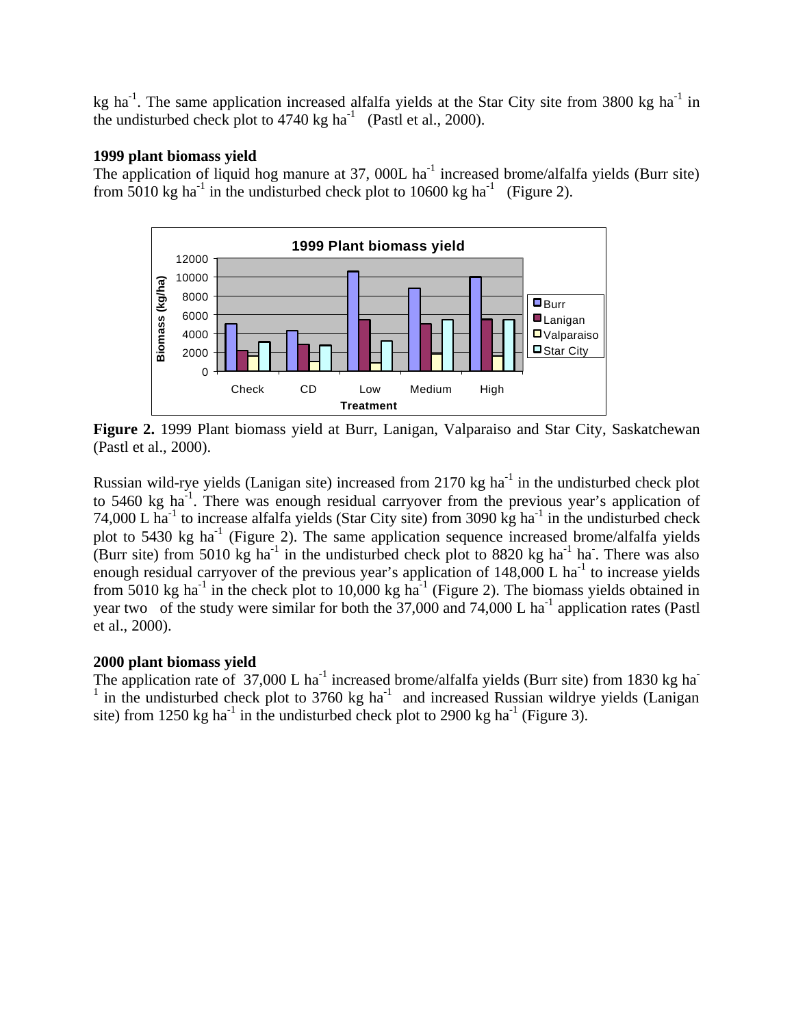kg ha$^{-1}$. The same application increased alfalfa yields at the Star City site from 3800 kg ha$^{-1}$ in the undisturbed check plot to 4740 kg ha$^{-1}$ (Pastl et al., 2000).

**1999 plant biomass yield**

The application of liquid hog manure at 37, 000L ha$^{-1}$ increased brome/alfalfa yields (Burr site) from 5010 kg ha$^{-1}$ in the undisturbed check plot to 10600 kg ha$^{-1}$ (Figure 2).

**Figure 2.** 1999 Plant biomass yield at Burr, Lanigan, Valparaiso and Star City, Saskatchewan (Pastl et al., 2000).

Russian wild-rye yields (Lanigan site) increased from 2170 kg ha$^{-1}$ in the undisturbed check plot to 5460 kg ha$^{-1}$. There was enough residual carryover from the previous year's application of 74,000 L ha$^{-1}$ to increase alfalfa yields (Star City site) from 3090 kg ha$^{-1}$ in the undisturbed check plot to 5430 kg ha$^{-1}$ (Figure 2). The same application sequence increased brome/alfalfa yields (Burr site) from 5010 kg ha$^{-1}$ in the undisturbed check plot to 8820 kg ha$^{-1}$ ha$^{-}$. There was also enough residual carryover of the previous year's application of 148,000 L ha$^{-1}$ to increase yields from 5010 kg ha$^{-1}$ in the check plot to 10,000 kg ha$^{-1}$ (Figure 2). The biomass yields obtained in year two of the study were similar for both the 37,000 and 74,000 L ha$^{-1}$ application rates (Pastl et al., 2000).

**2000 plant biomass yield**

The application rate of 37,000 L ha$^{-1}$ increased brome/alfalfa yields (Burr site) from 1830 kg ha$^{-1}$ in the undisturbed check plot to 3760 kg ha$^{-1}$ and increased Russian wildrye yields (Lanigan site) from 1250 kg ha$^{-1}$ in the undisturbed check plot to 2900 kg ha$^{-1}$ (Figure 3).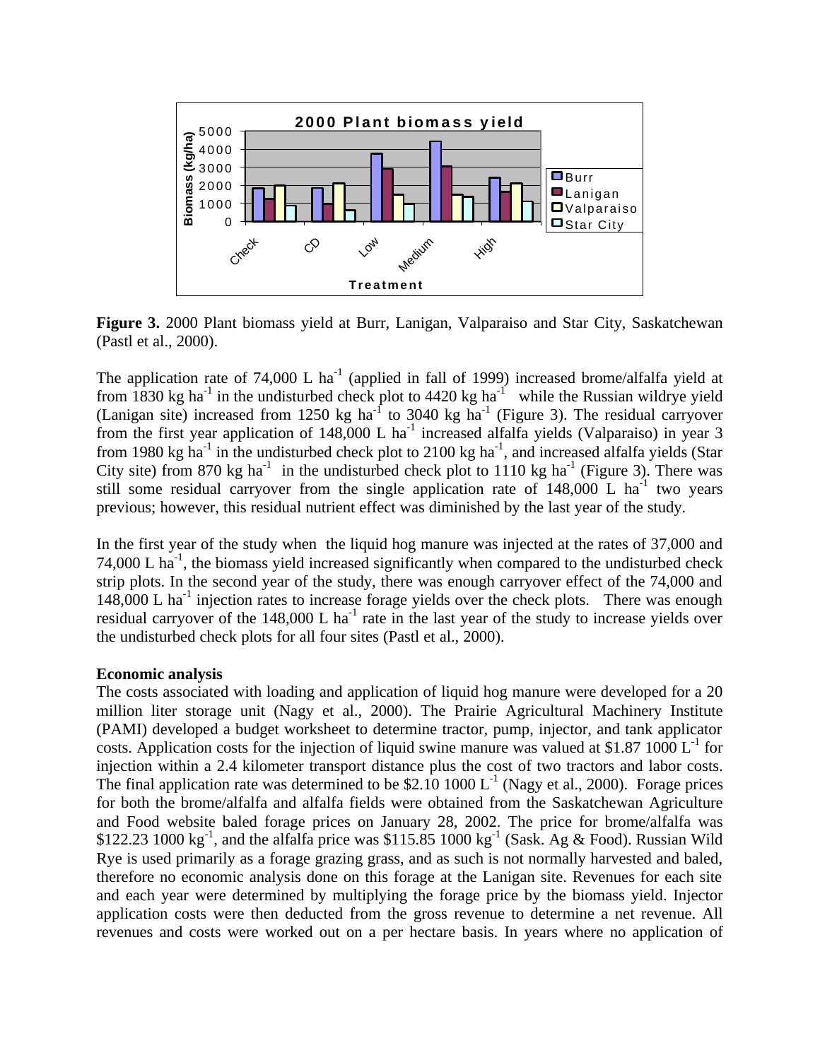**Figure 3.** 2000 Plant biomass yield at Burr, Lanigan, Valparaiso and Star City, Saskatchewan (Pastl et al., 2000).

The application rate of 74,000 L ha$^{-1}$ (applied in fall of 1999) increased brome/alfalfa yield at from 1830 kg ha$^{-1}$ in the undisturbed check plot to 4420 kg ha$^{-1}$ while the Russian wildrye yield (Lanigan site) increased from 1250 kg ha$^{-1}$ to 3040 kg ha$^{-1}$ (Figure 3). The residual carryover from the first year application of 148,000 L ha$^{-1}$ increased alfalfa yields (Valparaiso) in year 3 from 1980 kg ha$^{-1}$ in the undisturbed check plot to 2100 kg ha$^{-1}$, and increased alfalfa yields (Star City site) from 870 kg ha$^{-1}$ in the undisturbed check plot to 1110 kg ha$^{-1}$ (Figure 3). There was still some residual carryover from the single application rate of 148,000 L ha$^{-1}$ two years previous; however, this residual nutrient effect was diminished by the last year of the study.

In the first year of the study when the liquid hog manure was injected at the rates of 37,000 and 74,000 L ha$^{-1}$, the biomass yield increased significantly when compared to the undisturbed check strip plots. In the second year of the study, there was enough carryover effect of the 74,000 and 148,000 L ha$^{-1}$ injection rates to increase forage yields over the check plots. There was enough residual carryover of the 148,000 L ha$^{-1}$ rate in the last year of the study to increase yields over the undisturbed check plots for all four sites (Pastl et al., 2000).

**Economic analysis**

The costs associated with loading and application of liquid hog manure were developed for a 20 million liter storage unit (Nagy et al., 2000). The Prairie Agricultural Machinery Institute (PAMI) developed a budget worksheet to determine tractor, pump, injector, and tank applicator costs. Application costs for the injection of liquid swine manure was valued at \$1.87 1000 L$^{-1}$ for injection within a 2.4 kilometer transport distance plus the cost of two tractors and labor costs. The final application rate was determined to be \$2.10 1000 L$^{-1}$ (Nagy et al., 2000). Forage prices for both the brome/alfalfa and alfalfa fields were obtained from the Saskatchewan Agriculture and Food website baled forage prices on January 28, 2002. The price for brome/alfalfa was \$122.23 1000 kg$^{-1}$, and the alfalfa price was \$115.85 1000 kg$^{-1}$ (Sask. Ag & Food). Russian Wild Rye is used primarily as a forage grazing grass, and as such is not normally harvested and baled, therefore no economic analysis done on this forage at the Lanigan site. Revenues for each site and each year were determined by multiplying the forage price by the biomass yield. Injector application costs were then deducted from the gross revenue to determine a net revenue. All revenues and costs were worked out on a per hectare basis. In years where no application of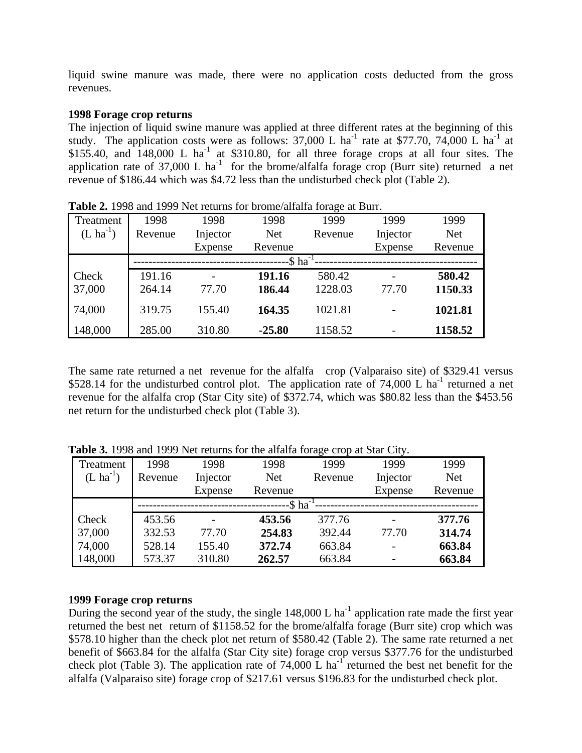liquid swine manure was made, there were no application costs deducted from the gross revenues.

**1998 Forage crop returns**

The injection of liquid swine manure was applied at three different rates at the beginning of this study. The application costs were as follows: 37,000 L $ha^{-1}$ rate at \$77.70, 74,000 L $ha^{-1}$ at \$155.40, and 148,000 L $ha^{-1}$ at \$310.80, for all three forage crops at all four sites. The application rate of 37,000 L $ha^{-1}$ for the brome/alfalfa forage crop (Burr site) returned a net revenue of \$186.44 which was \$4.72 less than the undisturbed check plot (Table 2).

**Table 2.** 1998 and 1999 Net returns for brome/alfalfa forage at Burr.

| Treatment (L $ha^{-1}$) | 1998 Revenue | 1998 Injector Expense | 1998 Net Revenue | 1999 Revenue | 1999 Injector Expense | 1999 Net Revenue |
|---|---|---|---|---|---|---|
| | ---------- | ---------- | ---------- | \$ $ha^{-1}$ | ---------- | ---------- |
| Check | 191.16 | - | **191.16** | 580.42 | - | **580.42** |
| 37,000 | 264.14 | 77.70 | **186.44** | 1228.03 | 77.70 | **1150.33** |
| 74,000 | 319.75 | 155.40 | **164.35** | 1021.81 | - | **1021.81** |
| 148,000 | 285.00 | 310.80 | **-25.80** | 1158.52 | - | **1158.52** |

The same rate returned a net revenue for the alfalfa crop (Valparaiso site) of \$329.41 versus \$528.14 for the undisturbed control plot. The application rate of 74,000 L $ha^{-1}$ returned a net revenue for the alfalfa crop (Star City site) of \$372.74, which was \$80.82 less than the \$453.56 net return for the undisturbed check plot (Table 3).

**Table 3.** 1998 and 1999 Net returns for the alfalfa forage crop at Star City.

| Treatment (L $ha^{-1}$) | 1998 Revenue | 1998 Injector Expense | 1998 Net Revenue | 1999 Revenue | 1999 Injector Expense | 1999 Net Revenue |
|---|---|---|---|---|---|---|
| | ---------- | ---------- | ---------- | \$ $ha^{-1}$ | ---------- | ---------- |
| Check | 453.56 | - | **453.56** | 377.76 | - | **377.76** |
| 37,000 | 332.53 | 77.70 | **254.83** | 392.44 | 77.70 | **314.74** |
| 74,000 | 528.14 | 155.40 | **372.74** | 663.84 | - | **663.84** |
| 148,000 | 573.37 | 310.80 | **262.57** | 663.84 | - | **663.84** |

**1999 Forage crop returns**

During the second year of the study, the single 148,000 L $ha^{-1}$ application rate made the first year returned the best net return of \$1158.52 for the brome/alfalfa forage (Burr site) crop which was \$578.10 higher than the check plot net return of \$580.42 (Table 2). The same rate returned a net benefit of \$663.84 for the alfalfa (Star City site) forage crop versus \$377.76 for the undisturbed check plot (Table 3). The application rate of 74,000 L $ha^{-1}$ returned the best net benefit for the alfalfa (Valparaiso site) forage crop of \$217.61 versus \$196.83 for the undisturbed check plot.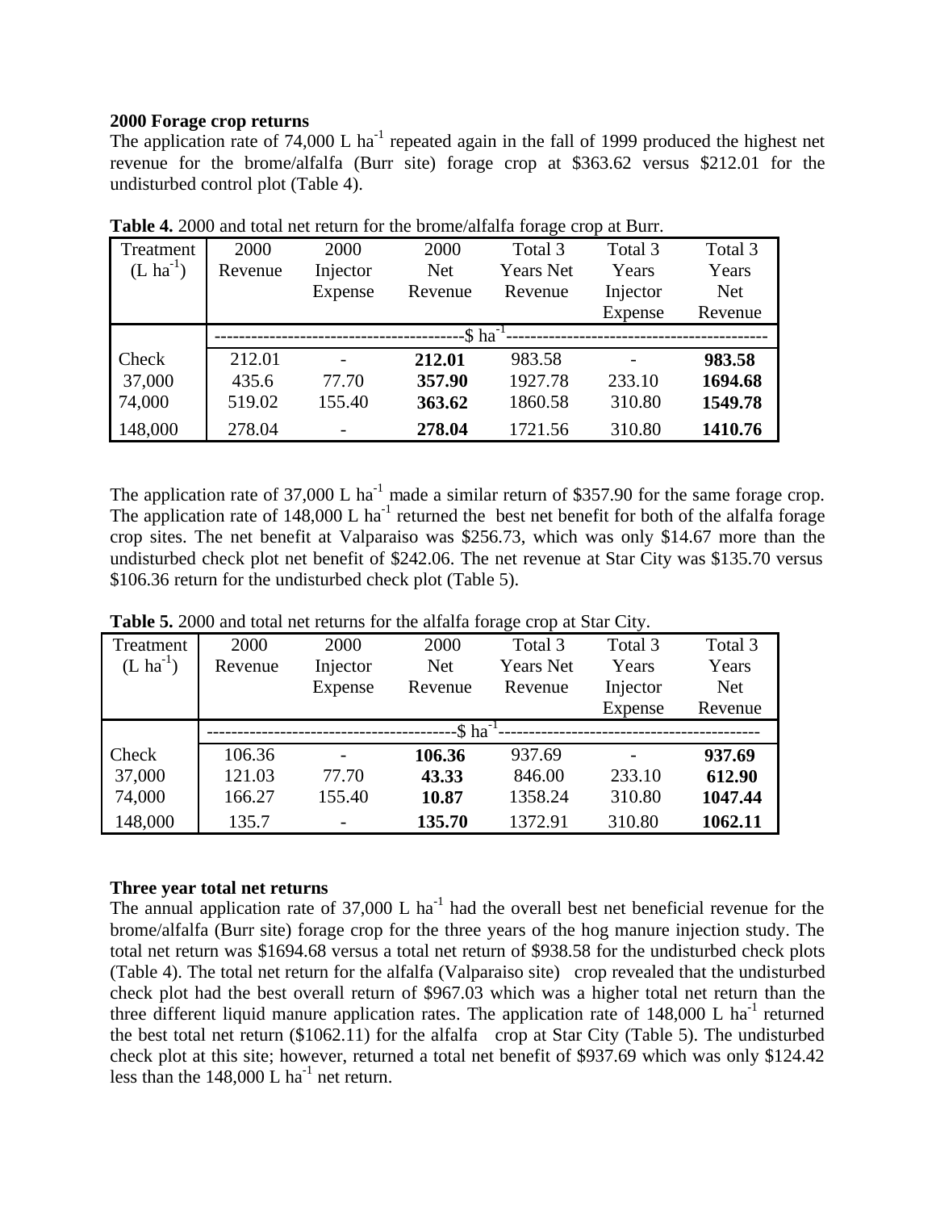**2000 Forage crop returns**

The application rate of 74,000 L ha$^{-1}$ repeated again in the fall of 1999 produced the highest net revenue for the brome/alfalfa (Burr site) forage crop at \$363.62 versus \$212.01 for the undisturbed control plot (Table 4).

**Table 4.** 2000 and total net return for the brome/alfalfa forage crop at Burr.

| Treatment (L ha$^{-1}$) | 2000 Revenue | 2000 Injector Expense | 2000 Net Revenue | Total 3 Years Net Revenue | Total 3 Years Injector Expense | Total 3 Years Net Revenue |
|---|---|---|---|---|---|---|
| | \$ ha$^{-1}$ | | | | | |
| Check | 212.01 | - | **212.01** | 983.58 | - | **983.58** |
| 37,000 | 435.6 | 77.70 | **357.90** | 1927.78 | 233.10 | **1694.68** |
| 74,000 | 519.02 | 155.40 | **363.62** | 1860.58 | 310.80 | **1549.78** |
| 148,000 | 278.04 | - | **278.04** | 1721.56 | 310.80 | **1410.76** |

The application rate of 37,000 L ha$^{-1}$ made a similar return of \$357.90 for the same forage crop. The application rate of 148,000 L ha$^{-1}$ returned the best net benefit for both of the alfalfa forage crop sites. The net benefit at Valparaiso was \$256.73, which was only \$14.67 more than the undisturbed check plot net benefit of \$242.06. The net revenue at Star City was \$135.70 versus \$106.36 return for the undisturbed check plot (Table 5).

**Table 5.** 2000 and total net returns for the alfalfa forage crop at Star City.

| Treatment (L ha$^{-1}$) | 2000 Revenue | 2000 Injector Expense | 2000 Net Revenue | Total 3 Years Net Revenue | Total 3 Years Injector Expense | Total 3 Years Net Revenue |
|---|---|---|---|---|---|---|
| | \$ ha$^{-1}$ | | | | | |
| Check | 106.36 | - | **106.36** | 937.69 | - | **937.69** |
| 37,000 | 121.03 | 77.70 | **43.33** | 846.00 | 233.10 | **612.90** |
| 74,000 | 166.27 | 155.40 | **10.87** | 1358.24 | 310.80 | **1047.44** |
| 148,000 | 135.7 | - | **135.70** | 1372.91 | 310.80 | **1062.11** |

**Three year total net returns**

The annual application rate of 37,000 L ha$^{-1}$ had the overall best net beneficial revenue for the brome/alfalfa (Burr site) forage crop for the three years of the hog manure injection study. The total net return was \$1694.68 versus a total net return of \$938.58 for the undisturbed check plots (Table 4). The total net return for the alfalfa (Valparaiso site) crop revealed that the undisturbed check plot had the best overall return of \$967.03 which was a higher total net return than the three different liquid manure application rates. The application rate of 148,000 L ha$^{-1}$ returned the best total net return (\$1062.11) for the alfalfa crop at Star City (Table 5). The undisturbed check plot at this site; however, returned a total net benefit of \$937.69 which was only \$124.42 less than the 148,000 L ha$^{-1}$ net return.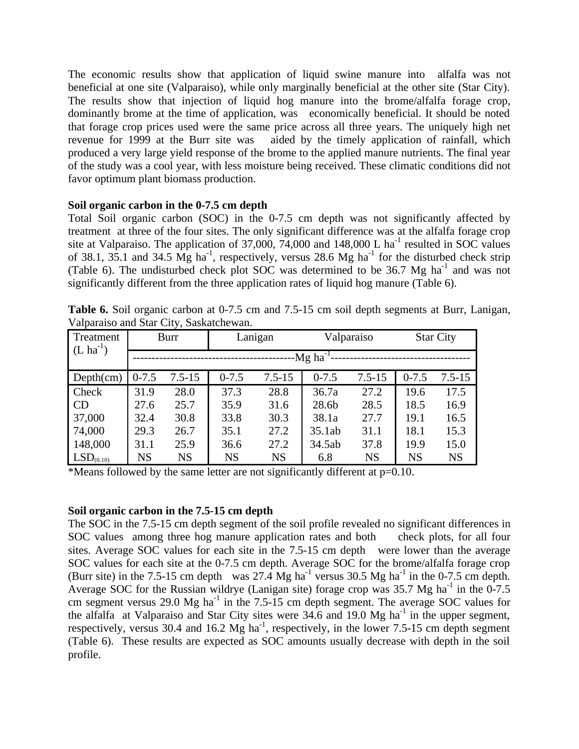The economic results show that application of liquid swine manure into alfalfa was not beneficial at one site (Valparaiso), while only marginally beneficial at the other site (Star City). The results show that injection of liquid hog manure into the brome/alfalfa forage crop, dominantly brome at the time of application, was economically beneficial. It should be noted that forage crop prices used were the same price across all three years. The uniquely high net revenue for 1999 at the Burr site was aided by the timely application of rainfall, which produced a very large yield response of the brome to the applied manure nutrients. The final year of the study was a cool year, with less moisture being received. These climatic conditions did not favor optimum plant biomass production.

**Soil organic carbon in the 0-7.5 cm depth**

Total Soil organic carbon (SOC) in the 0-7.5 cm depth was not significantly affected by treatment at three of the four sites. The only significant difference was at the alfalfa forage crop site at Valparaiso. The application of 37,000, 74,000 and 148,000 L ha$^{-1}$ resulted in SOC values of 38.1, 35.1 and 34.5 Mg ha$^{-1}$, respectively, versus 28.6 Mg ha$^{-1}$ for the disturbed check strip (Table 6). The undisturbed check plot SOC was determined to be 36.7 Mg ha$^{-1}$ and was not significantly different from the three application rates of liquid hog manure (Table 6).

**Table 6.** Soil organic carbon at 0-7.5 cm and 7.5-15 cm soil depth segments at Burr, Lanigan, Valparaiso and Star City, Saskatchewan.

| Treatment (L ha$^{-1}$) | Burr | | Lanigan | | Valparaiso | | Star City | |
|---|---|---|---|---|---|---|---|---|
| | Mg ha$^{-1}$ | | | | | | | |
| Depth(cm) | 0-7.5 | 7.5-15 | 0-7.5 | 7.5-15 | 0-7.5 | 7.5-15 | 0-7.5 | 7.5-15 |
| Check | 31.9 | 28.0 | 37.3 | 28.8 | 36.7a | 27.2 | 19.6 | 17.5 |
| CD | 27.6 | 25.7 | 35.9 | 31.6 | 28.6b | 28.5 | 18.5 | 16.9 |
| 37,000 | 32.4 | 30.8 | 33.8 | 30.3 | 38.1a | 27.7 | 19.1 | 16.5 |
| 74,000 | 29.3 | 26.7 | 35.1 | 27.2 | 35.1ab | 31.1 | 18.1 | 15.3 |
| 148,000 | 31.1 | 25.9 | 36.6 | 27.2 | 34.5ab | 37.8 | 19.9 | 15.0 |
| $LSD_{(0.10)}$ | NS | NS | NS | NS | 6.8 | NS | NS | NS |

*Means followed by the same letter are not significantly different at p=0.10.

**Soil organic carbon in the 7.5-15 cm depth**

The SOC in the 7.5-15 cm depth segment of the soil profile revealed no significant differences in SOC values among three hog manure application rates and both check plots, for all four sites. Average SOC values for each site in the 7.5-15 cm depth were lower than the average SOC values for each site at the 0-7.5 cm depth. Average SOC for the brome/alfalfa forage crop (Burr site) in the 7.5-15 cm depth was 27.4 Mg ha$^{-1}$ versus 30.5 Mg ha$^{-1}$ in the 0-7.5 cm depth. Average SOC for the Russian wildrye (Lanigan site) forage crop was 35.7 Mg ha$^{-1}$ in the 0-7.5 cm segment versus 29.0 Mg ha$^{-1}$ in the 7.5-15 cm depth segment. The average SOC values for the alfalfa at Valparaiso and Star City sites were 34.6 and 19.0 Mg ha$^{-1}$ in the upper segment, respectively, versus 30.4 and 16.2 Mg ha$^{-1}$, respectively, in the lower 7.5-15 cm depth segment (Table 6). These results are expected as SOC amounts usually decrease with depth in the soil profile.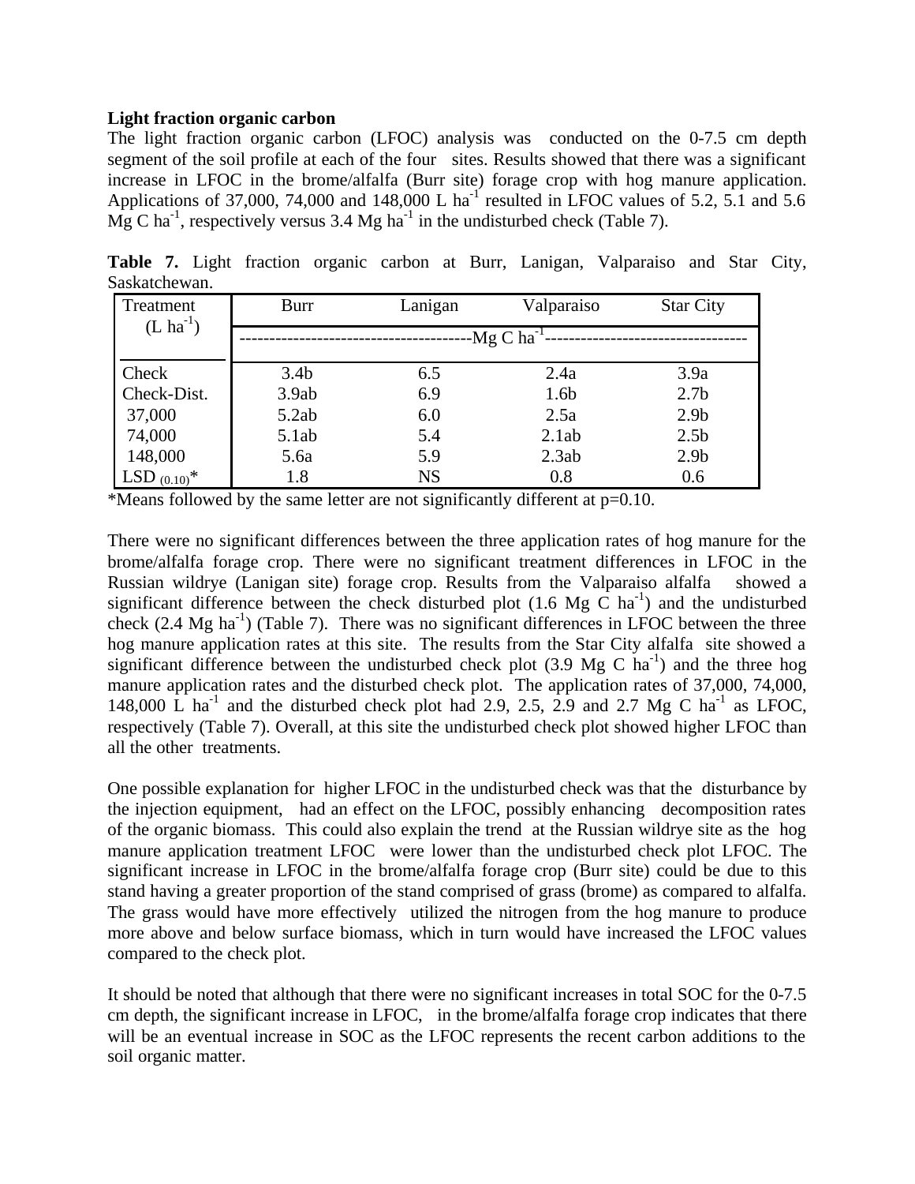**Light fraction organic carbon**

The light fraction organic carbon (LFOC) analysis was conducted on the 0-7.5 cm depth segment of the soil profile at each of the four sites. Results showed that there was a significant increase in LFOC in the brome/alfalfa (Burr site) forage crop with hog manure application. Applications of 37,000, 74,000 and 148,000 L ha$^{-1}$ resulted in LFOC values of 5.2, 5.1 and 5.6 Mg C ha$^{-1}$, respectively versus 3.4 Mg ha$^{-1}$ in the undisturbed check (Table 7).

**Table 7.** Light fraction organic carbon at Burr, Lanigan, Valparaiso and Star City, Saskatchewan.

| Treatment (L ha$^{-1}$) | Burr | Lanigan | Valparaiso | Star City |
|---|---|---|---|---|
| | --------------------------------------Mg C ha$^{-1}$ | ---------------------------------- | | |
| Check | 3.4b | 6.5 | 2.4a | 3.9a |
| Check-Dist. | 3.9ab | 6.9 | 1.6b | 2.7b |
| 37,000 | 5.2ab | 6.0 | 2.5a | 2.9b |
| 74,000 | 5.1ab | 5.4 | 2.1ab | 2.5b |
| 148,000 | 5.6a | 5.9 | 2.3ab | 2.9b |
| LSD $_{(0.10)}$* | 1.8 | NS | 0.8 | 0.6 |

*Means followed by the same letter are not significantly different at p=0.10.

There were no significant differences between the three application rates of hog manure for the brome/alfalfa forage crop. There were no significant treatment differences in LFOC in the Russian wildrye (Lanigan site) forage crop. Results from the Valparaiso alfalfa showed a significant difference between the check disturbed plot (1.6 Mg C ha$^{-1}$) and the undisturbed check (2.4 Mg ha$^{-1}$) (Table 7). There was no significant differences in LFOC between the three hog manure application rates at this site. The results from the Star City alfalfa site showed a significant difference between the undisturbed check plot (3.9 Mg C ha$^{-1}$) and the three hog manure application rates and the disturbed check plot. The application rates of 37,000, 74,000, 148,000 L ha$^{-1}$ and the disturbed check plot had 2.9, 2.5, 2.9 and 2.7 Mg C ha$^{-1}$ as LFOC, respectively (Table 7). Overall, at this site the undisturbed check plot showed higher LFOC than all the other treatments.

One possible explanation for higher LFOC in the undisturbed check was that the disturbance by the injection equipment, had an effect on the LFOC, possibly enhancing decomposition rates of the organic biomass. This could also explain the trend at the Russian wildrye site as the hog manure application treatment LFOC were lower than the undisturbed check plot LFOC. The significant increase in LFOC in the brome/alfalfa forage crop (Burr site) could be due to this stand having a greater proportion of the stand comprised of grass (brome) as compared to alfalfa. The grass would have more effectively utilized the nitrogen from the hog manure to produce more above and below surface biomass, which in turn would have increased the LFOC values compared to the check plot.

It should be noted that although that there were no significant increases in total SOC for the 0-7.5 cm depth, the significant increase in LFOC, in the brome/alfalfa forage crop indicates that there will be an eventual increase in SOC as the LFOC represents the recent carbon additions to the soil organic matter.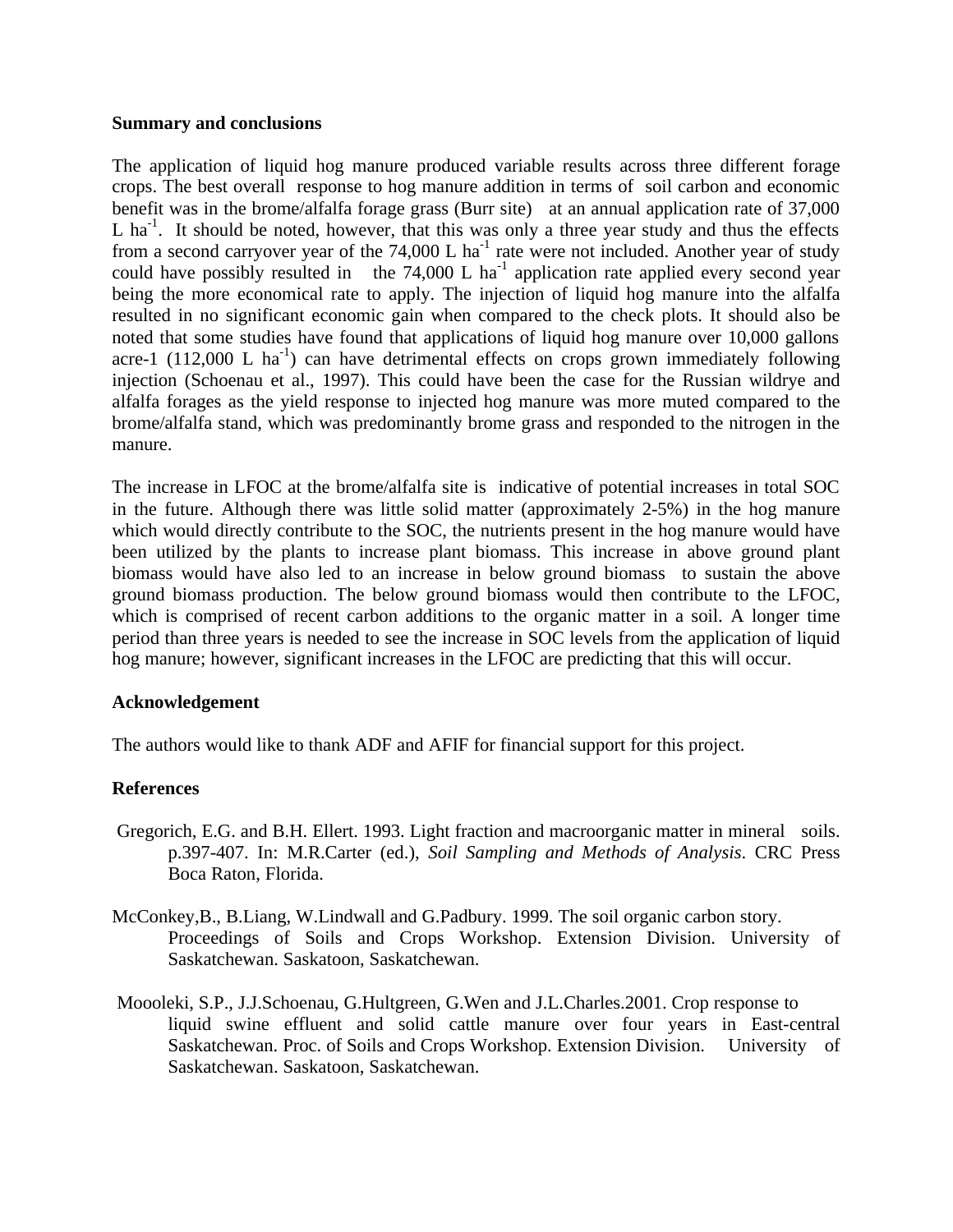**Summary and conclusions**

The application of liquid hog manure produced variable results across three different forage crops. The best overall response to hog manure addition in terms of soil carbon and economic benefit was in the brome/alfalfa forage grass (Burr site) at an annual application rate of 37,000 L $ha^{-1}$. It should be noted, however, that this was only a three year study and thus the effects from a second carryover year of the 74,000 L $ha^{-1}$ rate were not included. Another year of study could have possibly resulted in the 74,000 L $ha^{-1}$ application rate applied every second year being the more economical rate to apply. The injection of liquid hog manure into the alfalfa resulted in no significant economic gain when compared to the check plots. It should also be noted that some studies have found that applications of liquid hog manure over 10,000 gallons acre-1 (112,000 L $ha^{-1}$) can have detrimental effects on crops grown immediately following injection (Schoenau et al., 1997). This could have been the case for the Russian wildrye and alfalfa forages as the yield response to injected hog manure was more muted compared to the brome/alfalfa stand, which was predominantly brome grass and responded to the nitrogen in the manure.

The increase in LFOC at the brome/alfalfa site is indicative of potential increases in total SOC in the future. Although there was little solid matter (approximately 2-5%) in the hog manure which would directly contribute to the SOC, the nutrients present in the hog manure would have been utilized by the plants to increase plant biomass. This increase in above ground plant biomass would have also led to an increase in below ground biomass to sustain the above ground biomass production. The below ground biomass would then contribute to the LFOC, which is comprised of recent carbon additions to the organic matter in a soil. A longer time period than three years is needed to see the increase in SOC levels from the application of liquid hog manure; however, significant increases in the LFOC are predicting that this will occur.

**Acknowledgement**

The authors would like to thank ADF and AFIF for financial support for this project.

**References**

Gregorich, E.G. and B.H. Ellert. 1993. Light fraction and macroorganic matter in mineral soils. p.397-407. In: M.R.Carter (ed.), *Soil Sampling and Methods of Analysis*. CRC Press Boca Raton, Florida.

McConkey,B., B.Liang, W.Lindwall and G.Padbury. 1999. The soil organic carbon story. Proceedings of Soils and Crops Workshop. Extension Division. University of Saskatchewan. Saskatoon, Saskatchewan.

Moooleki, S.P., J.J.Schoenau, G.Hultgreen, G.Wen and J.L.Charles.2001. Crop response to liquid swine effluent and solid cattle manure over four years in East-central Saskatchewan. Proc. of Soils and Crops Workshop. Extension Division. University of Saskatchewan. Saskatoon, Saskatchewan.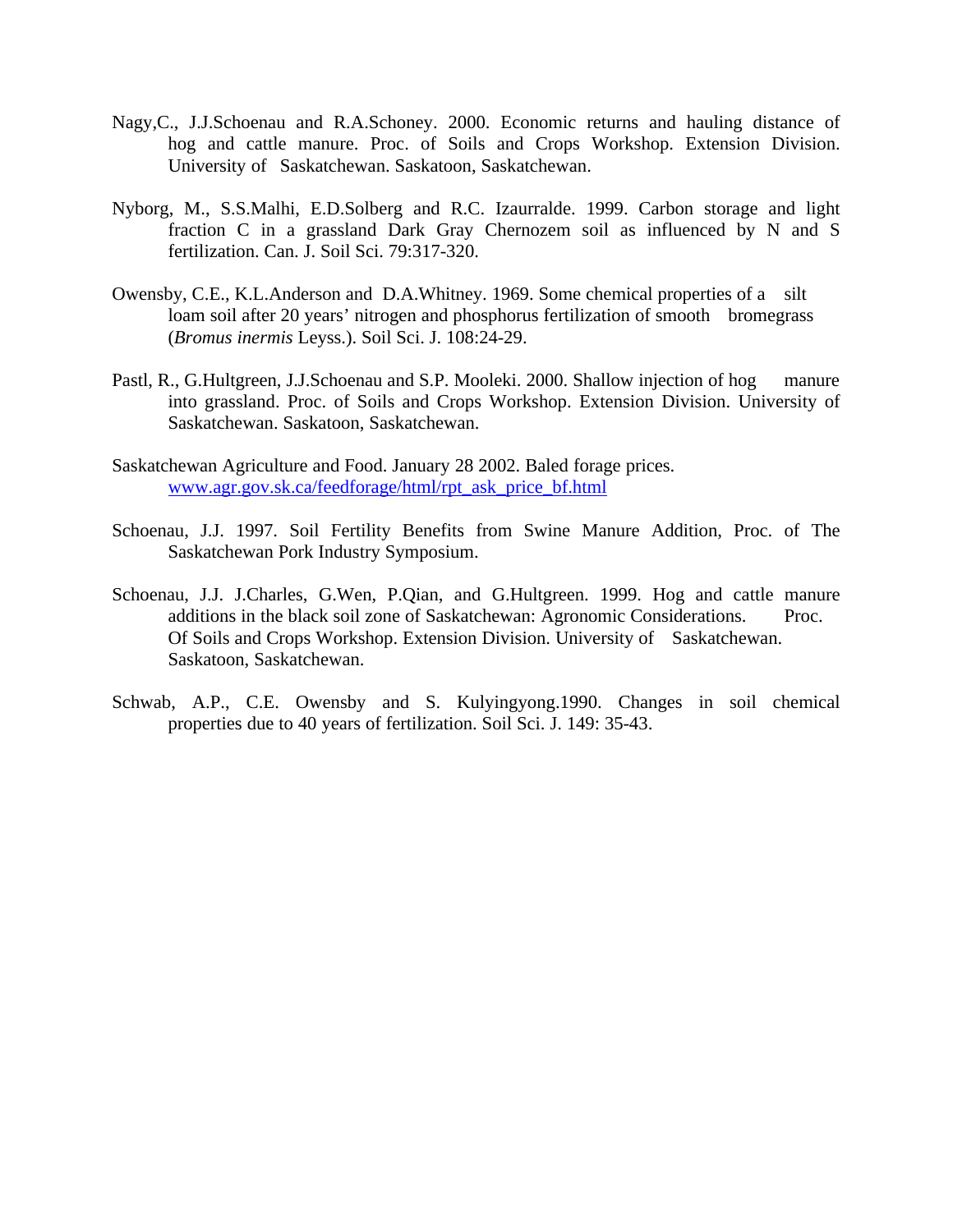Nagy,C., J.J.Schoenau and R.A.Schoney. 2000. Economic returns and hauling distance of hog and cattle manure. Proc. of Soils and Crops Workshop. Extension Division. University of Saskatchewan. Saskatoon, Saskatchewan.

Nyborg, M., S.S.Malhi, E.D.Solberg and R.C. Izaurralde. 1999. Carbon storage and light fraction C in a grassland Dark Gray Chernozem soil as influenced by N and S fertilization. Can. J. Soil Sci. 79:317-320.

Owensby, C.E., K.L.Anderson and D.A.Whitney. 1969. Some chemical properties of a silt loam soil after 20 years' nitrogen and phosphorus fertilization of smooth bromegrass (*Bromus inermis* Leyss.). Soil Sci. J. 108:24-29.

Pastl, R., G.Hultgreen, J.J.Schoenau and S.P. Mooleki. 2000. Shallow injection of hog manure into grassland. Proc. of Soils and Crops Workshop. Extension Division. University of Saskatchewan. Saskatoon, Saskatchewan.

Saskatchewan Agriculture and Food. January 28 2002. Baled forage prices. www.agr.gov.sk.ca/feedforage/html/rpt_ask_price_bf.html

Schoenau, J.J. 1997. Soil Fertility Benefits from Swine Manure Addition, Proc. of The Saskatchewan Pork Industry Symposium.

Schoenau, J.J. J.Charles, G.Wen, P.Qian, and G.Hultgreen. 1999. Hog and cattle manure additions in the black soil zone of Saskatchewan: Agronomic Considerations. Proc. Of Soils and Crops Workshop. Extension Division. University of Saskatchewan. Saskatoon, Saskatchewan.

Schwab, A.P., C.E. Owensby and S. Kulyingyong.1990. Changes in soil chemical properties due to 40 years of fertilization. Soil Sci. J. 149: 35-43.